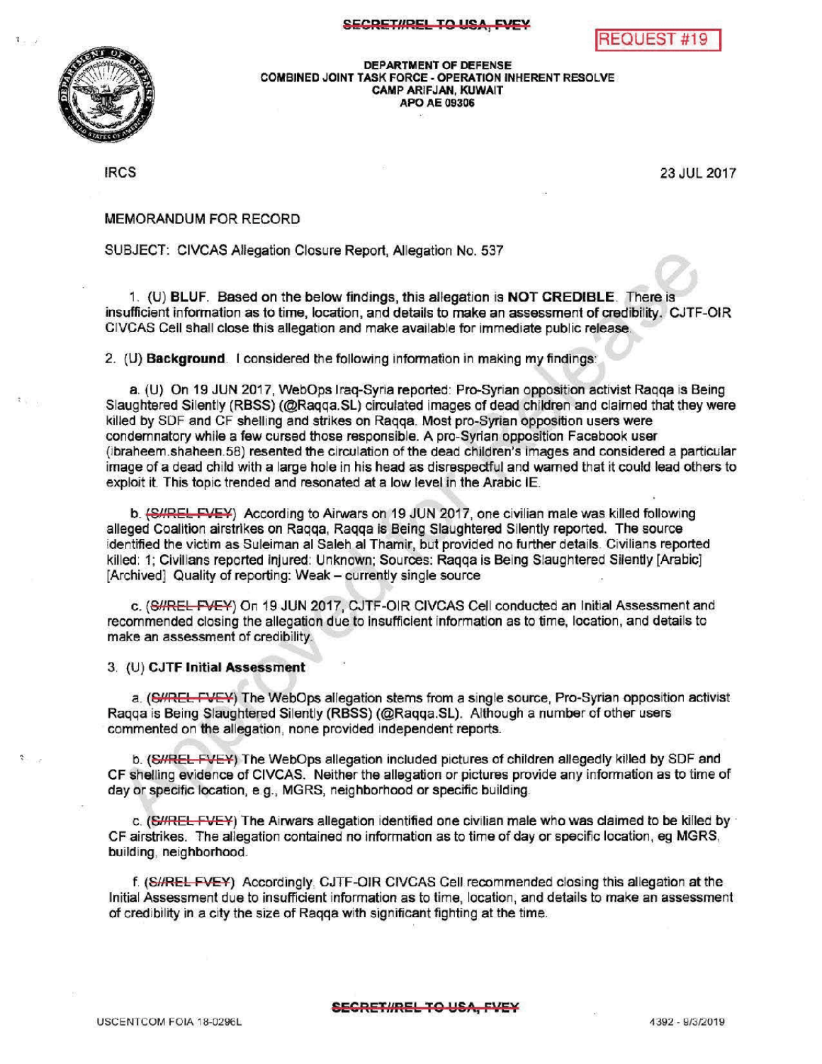SECRET//REL TO USA, FVEY

REQUEST #19

DEPARTMENT OF DEFENSE
COMBINED JOINT TASK FORCE - OPERATION INHERENT RESOLVE
CAMP ARIFJAN, KUWAIT
APO AE 09306

IRCS

23 JUL 2017

MEMORANDUM FOR RECORD

SUBJECT: CIVCAS Allegation Closure Report, Allegation No. 537

1. (U) **BLUF**. Based on the below findings, this allegation is **NOT CREDIBLE**. There is insufficient information as to time, location, and details to make an assessment of credibility. CJTF-OIR CIVCAS Cell shall close this allegation and make available for immediate public release.

2. (U) **Background**. I considered the following information in making my findings:

a. (U) On 19 JUN 2017, WebOps Iraq-Syria reported: Pro-Syrian opposition activist Raqqa is Being Slaughtered Silently (RBSS) (@Raqqa.SL) circulated images of dead children and claimed that they were killed by SDF and CF shelling and strikes on Raqqa. Most pro-Syrian opposition users were condemnatory while a few cursed those responsible. A pro-Syrian opposition Facebook user (ibraheem.shaheen.58) resented the circulation of the dead children's images and considered a particular image of a dead child with a large hole in his head as disrespectful and warned that it could lead others to exploit it. This topic trended and resonated at a low level in the Arabic IE.

b. ~~(S//REL FVEY)~~ According to Airwars on 19 JUN 2017, one civilian male was killed following alleged Coalition airstrikes on Raqqa, Raqqa is Being Slaughtered Silently reported. The source identified the victim as Suleiman al Saleh al Thamir, but provided no further details. Civilians reported killed: 1; Civilians reported injured: Unknown; Sources: Raqqa is Being Slaughtered Silently [Arabic] [Archived] Quality of reporting: Weak – currently single source

c. ~~(S//REL FVEY)~~ On 19 JUN 2017, CJTF-OIR CIVCAS Cell conducted an Initial Assessment and recommended closing the allegation due to insufficient information as to time, location, and details to make an assessment of credibility.

3. (U) **CJTF Initial Assessment**

a. ~~(S//REL FVEY)~~ The WebOps allegation stems from a single source, Pro-Syrian opposition activist Raqqa is Being Slaughtered Silently (RBSS) (@Raqqa.SL). Although a number of other users commented on the allegation, none provided independent reports.

b. ~~(S//REL FVEY)~~ The WebOps allegation included pictures of children allegedly killed by SDF and CF shelling evidence of CIVCAS. Neither the allegation or pictures provide any information as to time of day or specific location, e.g., MGRS, neighborhood or specific building.

c. ~~(S//REL FVEY)~~ The Airwars allegation identified one civilian male who was claimed to be killed by CF airstrikes. The allegation contained no information as to time of day or specific location, eg MGRS, building, neighborhood.

f. ~~(S//REL FVEY)~~ Accordingly, CJTF-OIR CIVCAS Cell recommended closing this allegation at the Initial Assessment due to insufficient information as to time, location, and details to make an assessment of credibility in a city the size of Raqqa with significant fighting at the time.

SECRET//REL TO USA, FVEY

USCENTCOM FOIA 18-0296L

4392 - 9/3/2019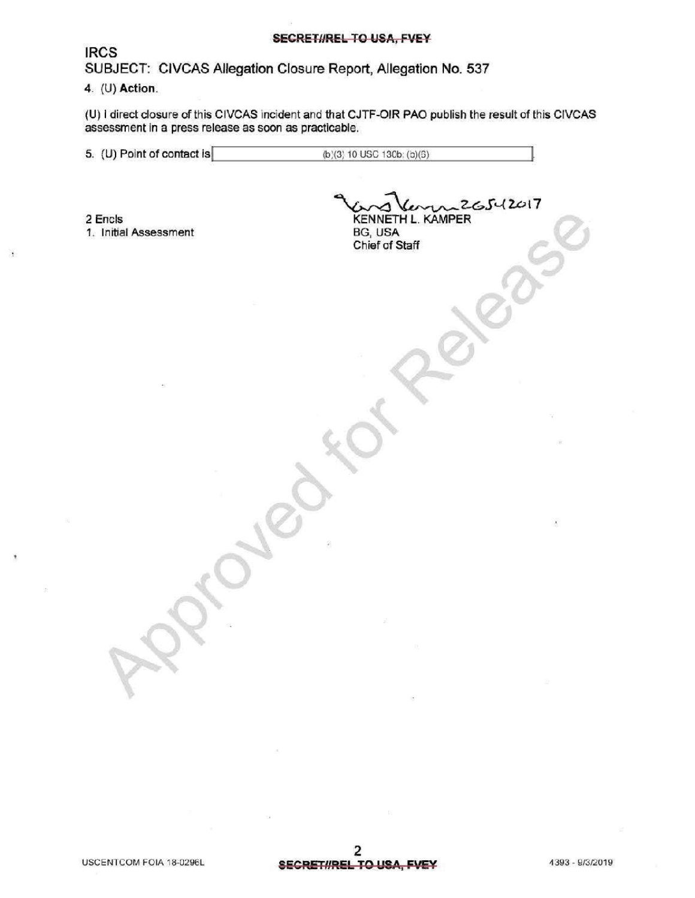IRCS

SUBJECT: CIVCAS Allegation Closure Report, Allegation No. 537

4. (U) **Action**.

(U) I direct closure of this CIVCAS incident and that CJTF-OIR PAO publish the result of this CIVCAS assessment in a press release as soon as practicable.

5. (U) Point of contact is (b)(3) 10 USC 130b; (b)(6).

2 Encls
1. Initial Assessment

26Jul2017
KENNETH L. KAMPER
BG, USA
Chief of Staff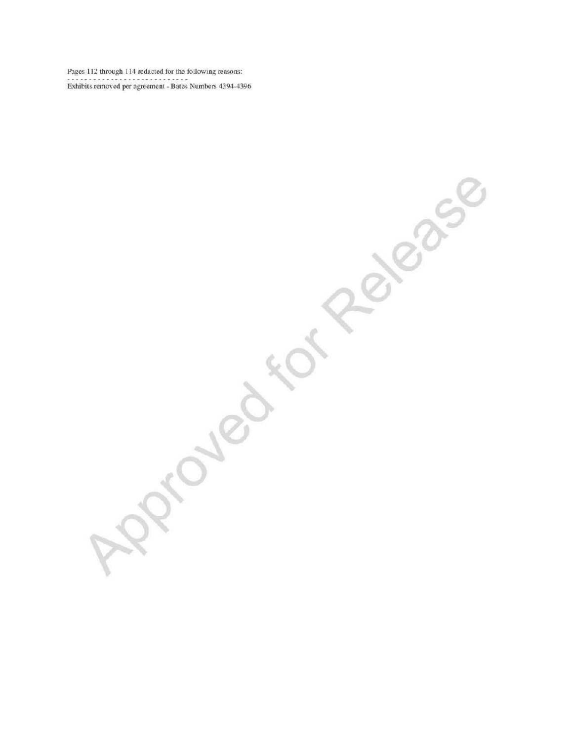Pages 112 through 114 redacted for the following reasons:

- - - - - - - - - - - - - - - - - - - - - - - - - - -

Exhibits removed per agreement - Bates Numbers 4394-4396

Approved for Release